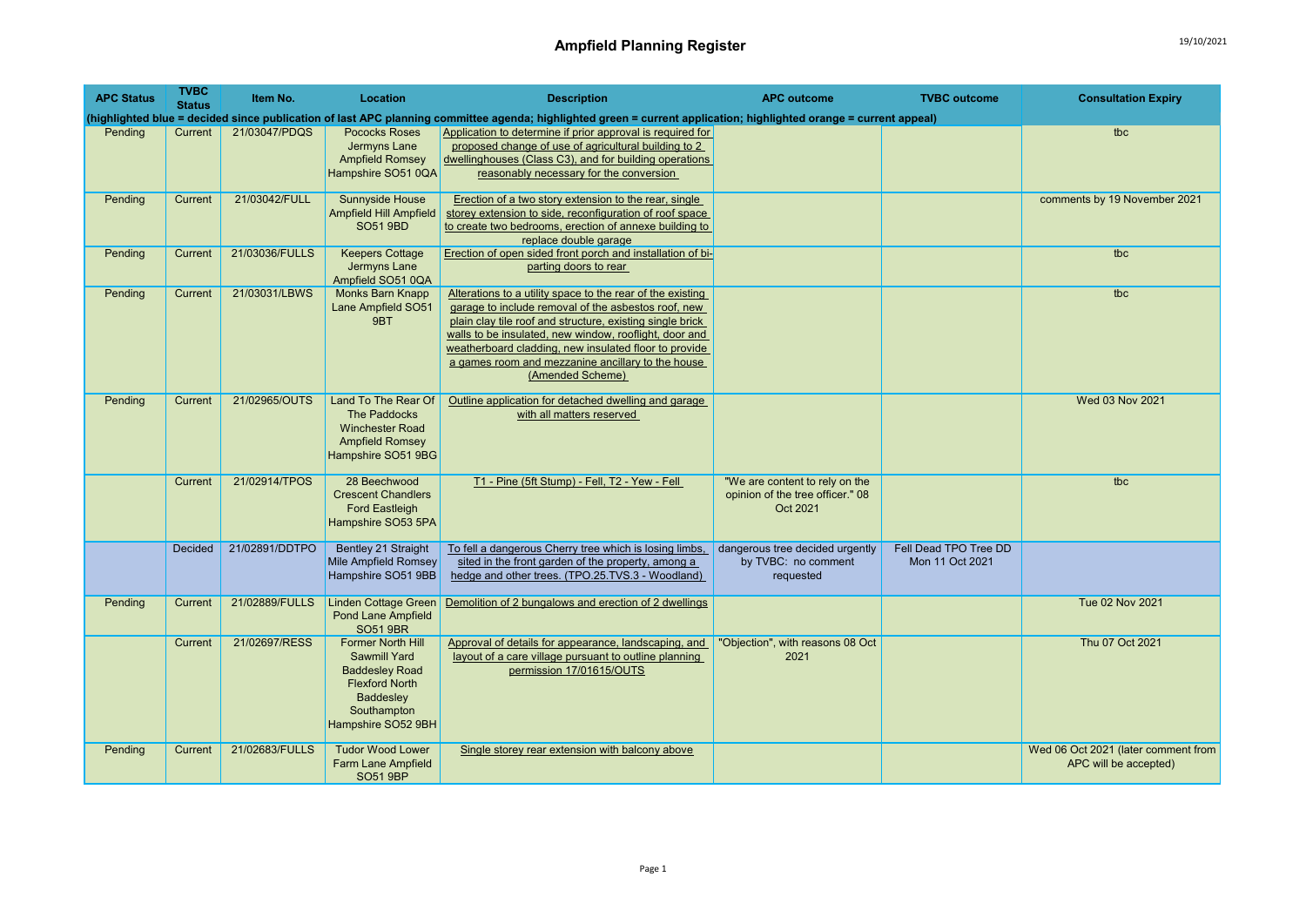# Ampfield Planning Register

19/10/2021

| APC Status | TVBC Status | Item No. | Location | Description | APC outcome | TVBC outcome | Consultation Expiry |
|---|---|---|---|---|---|---|---|
| (highlighted blue = decided since publication of last APC planning committee agenda; highlighted green = current application; highlighted orange = current appeal) | | | | | | | |
| Pending | Current | 21/03047/PDQS | Pococks Roses Jermyns Lane Ampfield Romsey Hampshire SO51 0QA | Application to determine if prior approval is required for proposed change of use of agricultural building to 2 dwellinghouses (Class C3), and for building operations reasonably necessary for the conversion | | | tbc |
| Pending | Current | 21/03042/FULL | Sunnyside House Ampfield Hill Ampfield SO51 9BD | Erection of a two story extension to the rear, single storey extension to side, reconfiguration of roof space to create two bedrooms, erection of annexe building to replace double garage | | | comments by 19 November 2021 |
| Pending | Current | 21/03036/FULLS | Keepers Cottage Jermyns Lane Ampfield SO51 0QA | Erection of open sided front porch and installation of bi-parting doors to rear | | | tbc |
| Pending | Current | 21/03031/LBWS | Monks Barn Knapp Lane Ampfield SO51 9BT | Alterations to a utility space to the rear of the existing garage to include removal of the asbestos roof, new plain clay tile roof and structure, existing single brick walls to be insulated, new window, rooflight, door and weatherboard cladding, new insulated floor to provide a games room and mezzanine ancillary to the house (Amended Scheme) | | | tbc |
| Pending | Current | 21/02965/OUTS | Land To The Rear Of The Paddocks Winchester Road Ampfield Romsey Hampshire SO51 9BG | Outline application for detached dwelling and garage with all matters reserved | | | Wed 03 Nov 2021 |
| | Current | 21/02914/TPOS | 28 Beechwood Crescent Chandlers Ford Eastleigh Hampshire SO53 5PA | T1 - Pine (5ft Stump) - Fell, T2 - Yew - Fell | "We are content to rely on the opinion of the tree officer." 08 Oct 2021 | | tbc |
| | Decided | 21/02891/DDTPO | Bentley 21 Straight Mile Ampfield Romsey Hampshire SO51 9BB | To fell a dangerous Cherry tree which is losing limbs, sited in the front garden of the property, among a hedge and other trees. (TPO.25.TVS.3 - Woodland) | dangerous tree decided urgently by TVBC: no comment requested | Fell Dead TPO Tree DD Mon 11 Oct 2021 | |
| Pending | Current | 21/02889/FULLS | Linden Cottage Green Pond Lane Ampfield SO51 9BR | Demolition of 2 bungalows and erection of 2 dwellings | | | Tue 02 Nov 2021 |
| | Current | 21/02697/RESS | Former North Hill Sawmill Yard Baddesley Road Flexford North Baddesley Southampton Hampshire SO52 9BH | Approval of details for appearance, landscaping, and layout of a care village pursuant to outline planning permission 17/01615/OUTS | "Objection", with reasons 08 Oct 2021 | | Thu 07 Oct 2021 |
| Pending | Current | 21/02683/FULLS | Tudor Wood Lower Farm Lane Ampfield SO51 9BP | Single storey rear extension with balcony above | | | Wed 06 Oct 2021 (later comment from APC will be accepted) |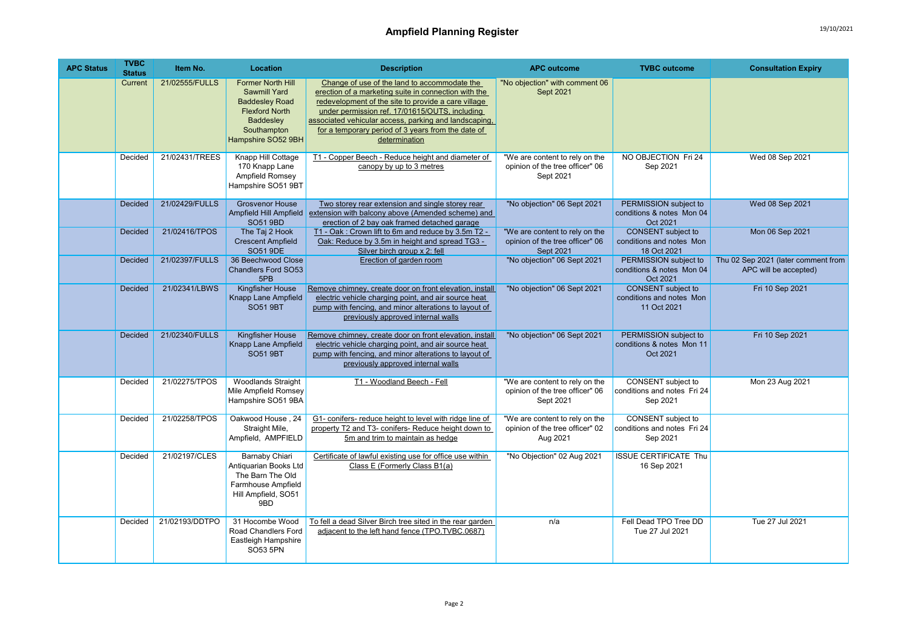# Ampfield Planning Register

19/10/2021

| APC Status | TVBC Status | Item No. | Location | Description | APC outcome | TVBC outcome | Consultation Expiry |
|---|---|---|---|---|---|---|---|
| | Current | 21/02555/FULLS | Former North Hill Sawmill Yard Baddesley Road Flexford North Baddesley Southampton Hampshire SO52 9BH | Change of use of the land to accommodate the erection of a marketing suite in connection with the redevelopment of the site to provide a care village under permission ref. 17/01615/OUTS, including associated vehicular access, parking and landscaping, for a temporary period of 3 years from the date of determination | "No objection" with comment 06 Sept 2021 | | |
| | Decided | 21/02431/TREES | Knapp Hill Cottage 170 Knapp Lane Ampfield Romsey Hampshire SO51 9BT | T1 - Copper Beech - Reduce height and diameter of canopy by up to 3 metres | "We are content to rely on the opinion of the tree officer" 06 Sept 2021 | NO OBJECTION Fri 24 Sep 2021 | Wed 08 Sep 2021 |
| | Decided | 21/02429/FULLS | Grosvenor House Ampfield Hill Ampfield SO51 9BD | Two storey rear extension and single storey rear extension with balcony above (Amended scheme) and erection of 2 bay oak framed detached garage | "No objection" 06 Sept 2021 | PERMISSION subject to conditions & notes Mon 04 Oct 2021 | Wed 08 Sep 2021 |
| | Decided | 21/02416/TPOS | The Taj 2 Hook Crescent Ampfield SO51 9DE | T1 - Oak : Crown lift to 6m and reduce by 3.5m T2 - Oak: Reduce by 3.5m in height and spread TG3 - Silver birch group x 2: fell | "We are content to rely on the opinion of the tree officer" 06 Sept 2021 | CONSENT subject to conditions and notes Mon 18 Oct 2021 | Mon 06 Sep 2021 |
| | Decided | 21/02397/FULLS | 36 Beechwood Close Chandlers Ford SO53 5PB | Erection of garden room | "No objection" 06 Sept 2021 | PERMISSION subject to conditions & notes Mon 04 Oct 2021 | Thu 02 Sep 2021 (later comment from APC will be accepted) |
| | Decided | 21/02341/LBWS | Kingfisher House Knapp Lane Ampfield SO51 9BT | Remove chimney, create door on front elevation, install electric vehicle charging point, and air source heat pump with fencing, and minor alterations to layout of previously approved internal walls | "No objection" 06 Sept 2021 | CONSENT subject to conditions and notes Mon 11 Oct 2021 | Fri 10 Sep 2021 |
| | Decided | 21/02340/FULLS | Kingfisher House Knapp Lane Ampfield SO51 9BT | Remove chimney, create door on front elevation, install electric vehicle charging point, and air source heat pump with fencing, and minor alterations to layout of previously approved internal walls | "No objection" 06 Sept 2021 | PERMISSION subject to conditions & notes Mon 11 Oct 2021 | Fri 10 Sep 2021 |
| | Decided | 21/02275/TPOS | Woodlands Straight Mile Ampfield Romsey Hampshire SO51 9BA | T1 - Woodland Beech - Fell | "We are content to rely on the opinion of the tree officer" 06 Sept 2021 | CONSENT subject to conditions and notes Fri 24 Sep 2021 | Mon 23 Aug 2021 |
| | Decided | 21/02258/TPOS | Oakwood House , 24 Straight Mile, Ampfield, AMPFIELD | G1- conifers- reduce height to level with ridge line of property T2 and T3- conifers- Reduce height down to 5m and trim to maintain as hedge | "We are content to rely on the opinion of the tree officer" 02 Aug 2021 | CONSENT subject to conditions and notes Fri 24 Sep 2021 | |
| | Decided | 21/02197/CLES | Barnaby Chiari Antiquarian Books Ltd The Barn The Old Farmhouse Ampfield Hill Ampfield, SO51 9BD | Certificate of lawful existing use for office use within Class E (Formerly Class B1(a) | "No Objection" 02 Aug 2021 | ISSUE CERTIFICATE Thu 16 Sep 2021 | |
| | Decided | 21/02193/DDTPO | 31 Hocombe Wood Road Chandlers Ford Eastleigh Hampshire SO53 5PN | To fell a dead Silver Birch tree sited in the rear garden adjacent to the left hand fence (TPO.TVBC.0687) | n/a | Fell Dead TPO Tree DD Tue 27 Jul 2021 | Tue 27 Jul 2021 |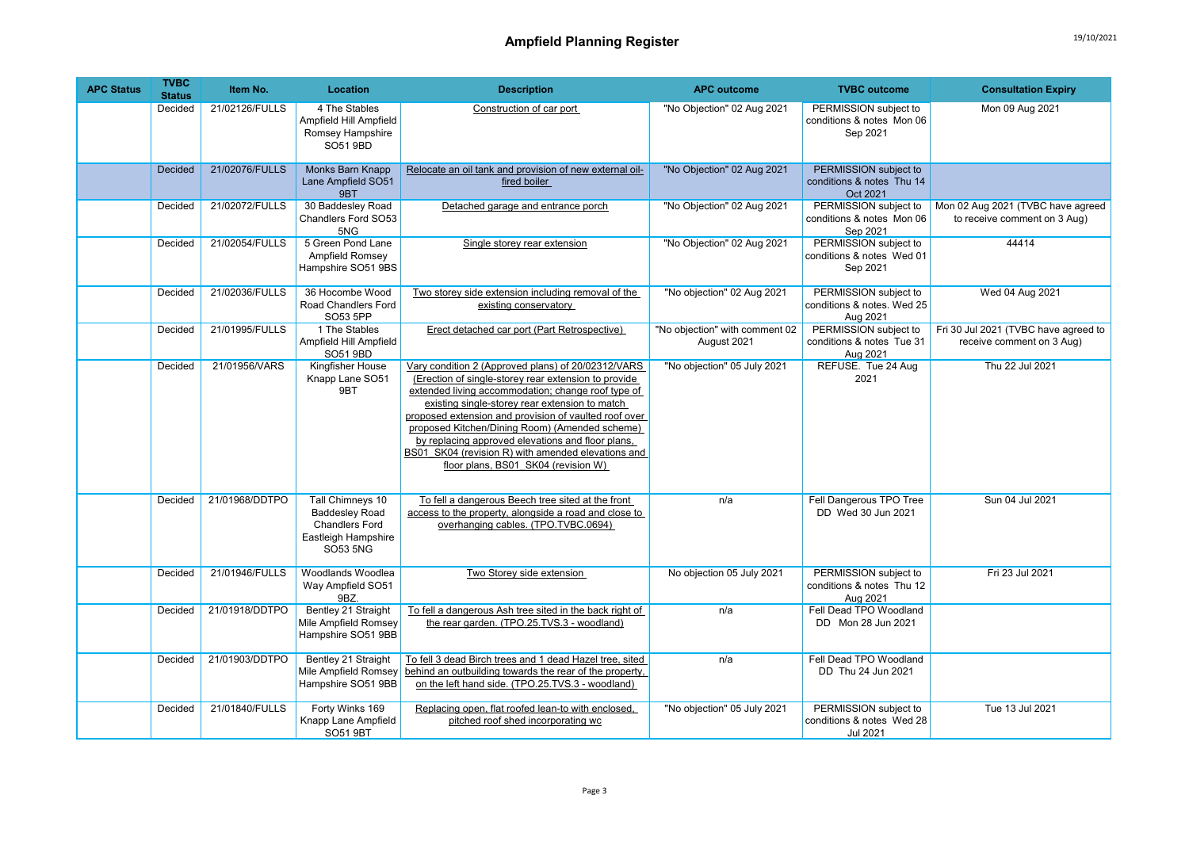# Ampfield Planning Register

19/10/2021

| APC Status | TVBC Status | Item No. | Location | Description | APC outcome | TVBC outcome | Consultation Expiry |
|---|---|---|---|---|---|---|---|
| | Decided | 21/02126/FULLS | 4 The Stables Ampfield Hill Ampfield Romsey Hampshire SO51 9BD | Construction of car port | "No Objection" 02 Aug 2021 | PERMISSION subject to conditions & notes Mon 06 Sep 2021 | Mon 09 Aug 2021 |
| | Decided | 21/02076/FULLS | Monks Barn Knapp Lane Ampfield SO51 9BT | Relocate an oil tank and provision of new external oil-fired boiler | "No Objection" 02 Aug 2021 | PERMISSION subject to conditions & notes Thu 14 Oct 2021 | |
| | Decided | 21/02072/FULLS | 30 Baddesley Road Chandlers Ford SO53 5NG | Detached garage and entrance porch | "No Objection" 02 Aug 2021 | PERMISSION subject to conditions & notes Mon 06 Sep 2021 | Mon 02 Aug 2021 (TVBC have agreed to receive comment on 3 Aug) |
| | Decided | 21/02054/FULLS | 5 Green Pond Lane Ampfield Romsey Hampshire SO51 9BS | Single storey rear extension | "No Objection" 02 Aug 2021 | PERMISSION subject to conditions & notes Wed 01 Sep 2021 | 44414 |
| | Decided | 21/02036/FULLS | 36 Hocombe Wood Road Chandlers Ford SO53 5PP | Two storey side extension including removal of the existing conservatory | "No objection" 02 Aug 2021 | PERMISSION subject to conditions & notes. Wed 25 Aug 2021 | Wed 04 Aug 2021 |
| | Decided | 21/01995/FULLS | 1 The Stables Ampfield Hill Ampfield SO51 9BD | Erect detached car port (Part Retrospective) | "No objection" with comment 02 August 2021 | PERMISSION subject to conditions & notes Tue 31 Aug 2021 | Fri 30 Jul 2021 (TVBC have agreed to receive comment on 3 Aug) |
| | Decided | 21/01956/VARS | Kingfisher House Knapp Lane SO51 9BT | Vary condition 2 (Approved plans) of 20/02312/VARS (Erection of single-storey rear extension to provide extended living accommodation; change roof type of existing single-storey rear extension to match proposed extension and provision of vaulted roof over proposed Kitchen/Dining Room) (Amended scheme) by replacing approved elevations and floor plans, BS01_SK04 (revision R) with amended elevations and floor plans, BS01_SK04 (revision W) | "No objection" 05 July 2021 | REFUSE. Tue 24 Aug 2021 | Thu 22 Jul 2021 |
| | Decided | 21/01968/DDTPO | Tall Chimneys 10 Baddesley Road Chandlers Ford Eastleigh Hampshire SO53 5NG | To fell a dangerous Beech tree sited at the front access to the property, alongside a road and close to overhanging cables. (TPO.TVBC.0694) | n/a | Fell Dangerous TPO Tree DD Wed 30 Jun 2021 | Sun 04 Jul 2021 |
| | Decided | 21/01946/FULLS | Woodlands Woodlea Way Ampfield SO51 9BZ. | Two Storey side extension | No objection 05 July 2021 | PERMISSION subject to conditions & notes Thu 12 Aug 2021 | Fri 23 Jul 2021 |
| | Decided | 21/01918/DDTPO | Bentley 21 Straight Mile Ampfield Romsey Hampshire SO51 9BB | To fell a dangerous Ash tree sited in the back right of the rear garden. (TPO.25.TVS.3 - woodland) | n/a | Fell Dead TPO Woodland DD Mon 28 Jun 2021 | |
| | Decided | 21/01903/DDTPO | Bentley 21 Straight Mile Ampfield Romsey Hampshire SO51 9BB | To fell 3 dead Birch trees and 1 dead Hazel tree, sited behind an outbuilding towards the rear of the property, on the left hand side. (TPO.25.TVS.3 - woodland) | n/a | Fell Dead TPO Woodland DD Thu 24 Jun 2021 | |
| | Decided | 21/01840/FULLS | Forty Winks 169 Knapp Lane Ampfield SO51 9BT | Replacing open, flat roofed lean-to with enclosed, pitched roof shed incorporating wc | "No objection" 05 July 2021 | PERMISSION subject to conditions & notes Wed 28 Jul 2021 | Tue 13 Jul 2021 |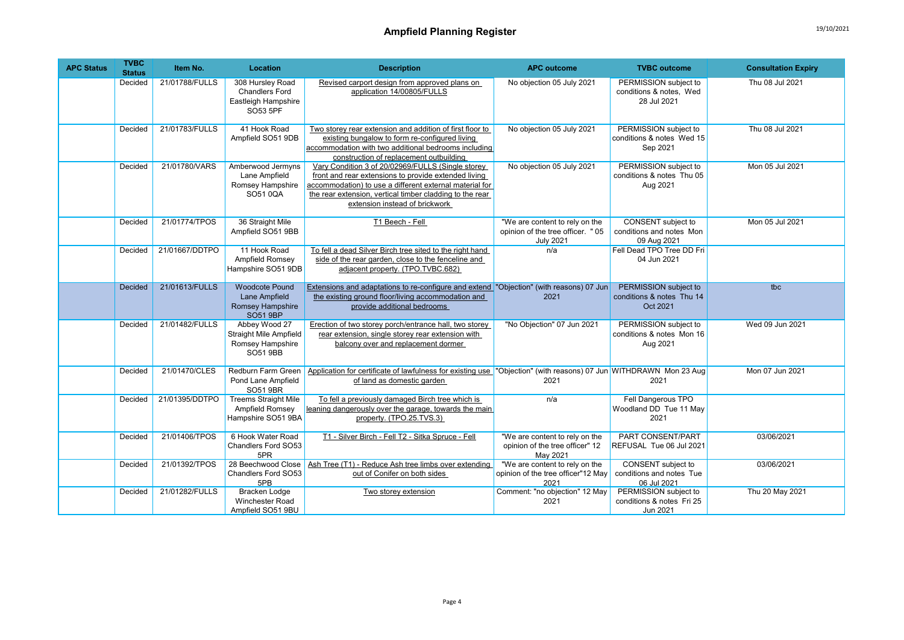# Ampfield Planning Register

19/10/2021

| APC Status | TVBC Status | Item No. | Location | Description | APC outcome | TVBC outcome | Consultation Expiry |
|---|---|---|---|---|---|---|---|
| | Decided | 21/01788/FULLS | 308 Hursley Road Chandlers Ford Eastleigh Hampshire SO53 5PF | Revised carport design from approved plans on application 14/00805/FULLS | No objection 05 July 2021 | PERMISSION subject to conditions & notes, Wed 28 Jul 2021 | Thu 08 Jul 2021 |
| | Decided | 21/01783/FULLS | 41 Hook Road Ampfield SO51 9DB | Two storey rear extension and addition of first floor to existing bungalow to form re-configured living accommodation with two additional bedrooms including construction of replacement outbuilding | No objection 05 July 2021 | PERMISSION subject to conditions & notes Wed 15 Sep 2021 | Thu 08 Jul 2021 |
| | Decided | 21/01780/VARS | Amberwood Jermyns Lane Ampfield Romsey Hampshire SO51 0QA | Vary Condition 3 of 20/02969/FULLS (Single storey front and rear extensions to provide extended living accommodation) to use a different external material for the rear extension, vertical timber cladding to the rear extension instead of brickwork | No objection 05 July 2021 | PERMISSION subject to conditions & notes Thu 05 Aug 2021 | Mon 05 Jul 2021 |
| | Decided | 21/01774/TPOS | 36 Straight Mile Ampfield SO51 9BB | T1 Beech - Fell | "We are content to rely on the opinion of the tree officer. " 05 July 2021 | CONSENT subject to conditions and notes Mon 09 Aug 2021 | Mon 05 Jul 2021 |
| | Decided | 21/01667/DDTPO | 11 Hook Road Ampfield Romsey Hampshire SO51 9DB | To fell a dead Silver Birch tree sited to the right hand side of the rear garden, close to the fenceline and adjacent property. (TPO.TVBC.682) | n/a | Fell Dead TPO Tree DD Fri 04 Jun 2021 | |
| | Decided | 21/01613/FULLS | Woodcote Pound Lane Ampfield Romsey Hampshire SO51 9BP | Extensions and adaptations to re-configure and extend the existing ground floor/living accommodation and provide additional bedrooms | "Objection" (with reasons) 07 Jun 2021 | PERMISSION subject to conditions & notes Thu 14 Oct 2021 | tbc |
| | Decided | 21/01482/FULLS | Abbey Wood 27 Straight Mile Ampfield Romsey Hampshire SO51 9BB | Erection of two storey porch/entrance hall, two storey rear extension, single storey rear extension with balcony over and replacement dormer | "No Objection" 07 Jun 2021 | PERMISSION subject to conditions & notes Mon 16 Aug 2021 | Wed 09 Jun 2021 |
| | Decided | 21/01470/CLES | Redburn Farm Green Pond Lane Ampfield SO51 9BR | Application for certificate of lawfulness for existing use of land as domestic garden | "Objection" (with reasons) 07 Jun 2021 | WITHDRAWN Mon 23 Aug 2021 | Mon 07 Jun 2021 |
| | Decided | 21/01395/DDTPO | Treems Straight Mile Ampfield Romsey Hampshire SO51 9BA | To fell a previously damaged Birch tree which is leaning dangerously over the garage, towards the main property. (TPO.25.TVS.3) | n/a | Fell Dangerous TPO Woodland DD Tue 11 May 2021 | |
| | Decided | 21/01406/TPOS | 6 Hook Water Road Chandlers Ford SO53 5PR | T1 - Silver Birch - Fell T2 - Sitka Spruce - Fell | "We are content to rely on the opinion of the tree officer" 12 May 2021 | PART CONSENT/PART REFUSAL Tue 06 Jul 2021 | 03/06/2021 |
| | Decided | 21/01392/TPOS | 28 Beechwood Close Chandlers Ford SO53 5PB | Ash Tree (T1) - Reduce Ash tree limbs over extending out of Conifer on both sides | "We are content to rely on the opinion of the tree officer"12 May 2021 | CONSENT subject to conditions and notes Tue 06 Jul 2021 | 03/06/2021 |
| | Decided | 21/01282/FULLS | Bracken Lodge Winchester Road Ampfield SO51 9BU | Two storey extension | Comment: "no objection" 12 May 2021 | PERMISSION subject to conditions & notes Fri 25 Jun 2021 | Thu 20 May 2021 |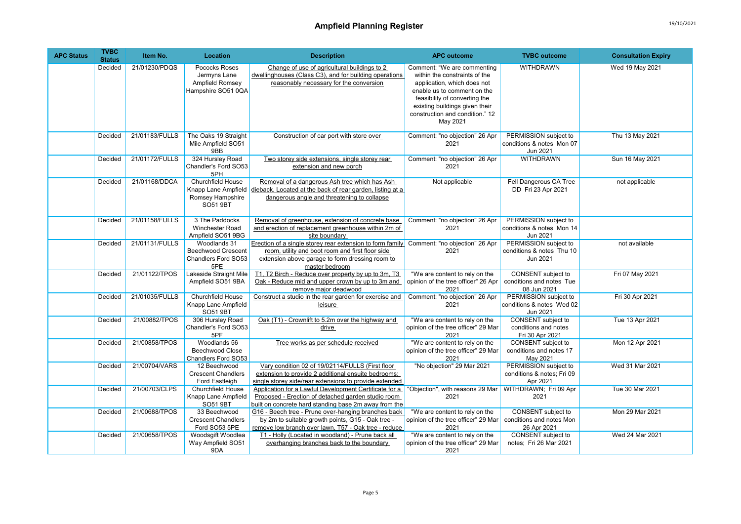# Ampfield Planning Register

| APC Status | TVBC Status | Item No. | Location | Description | APC outcome | TVBC outcome | Consultation Expiry |
|---|---|---|---|---|---|---|---|
| | Decided | 21/01230/PDQS | Pococks Roses Jermyns Lane Ampfield Romsey Hampshire SO51 0QA | Change of use of agricultural buildings to 2 dwellinghouses (Class C3), and for building operations reasonably necessary for the conversion | Comment: "We are commenting within the constraints of the application, which does not enable us to comment on the feasibility of converting the existing buildings given their construction and condition." 12 May 2021 | WITHDRAWN | Wed 19 May 2021 |
| | Decided | 21/01183/FULLS | The Oaks 19 Straight Mile Ampfield SO51 9BB | Construction of car port with store over | Comment: "no objection" 26 Apr 2021 | PERMISSION subject to conditions & notes Mon 07 Jun 2021 | Thu 13 May 2021 |
| | Decided | 21/01172/FULLS | 324 Hursley Road Chandler's Ford SO53 5PH | Two storey side extensions, single storey rear extension and new porch | Comment: "no objection" 26 Apr 2021 | WITHDRAWN | Sun 16 May 2021 |
| | Decided | 21/01168/DDCA | Churchfield House Knapp Lane Ampfield Romsey Hampshire SO51 9BT | Removal of a dangerous Ash tree which has Ash dieback. Located at the back of rear garden, listing at a dangerous angle and threatening to collapse | Not applicable | Fell Dangerous CA Tree DD Fri 23 Apr 2021 | not applicable |
| | Decided | 21/01158/FULLS | 3 The Paddocks Winchester Road Ampfield SO51 9BG | Removal of greenhouse, extension of concrete base and erection of replacement greenhouse within 2m of site boundary | Comment: "no objection" 26 Apr 2021 | PERMISSION subject to conditions & notes Mon 14 Jun 2021 | |
| | Decided | 21/01131/FULLS | Woodlands 31 Beechwood Crescent Chandlers Ford SO53 5PE | Erection of a single storey rear extension to form family room, utility and boot room and first floor side extension above garage to form dressing room to master bedroom | Comment: "no objection" 26 Apr 2021 | PERMISSION subject to conditions & notes Thu 10 Jun 2021 | not available |
| | Decided | 21/01122/TPOS | Lakeside Straight Mile Ampfield SO51 9BA | T1, T2 Birch - Reduce over property by up to 3m, T3 Oak - Reduce mid and upper crown by up to 3m and remove major deadwood | "We are content to rely on the opinion of the tree officer" 26 Apr 2021 | CONSENT subject to conditions and notes Tue 08 Jun 2021 | Fri 07 May 2021 |
| | Decided | 21/01035/FULLS | Churchfield House Knapp Lane Ampfield SO51 9BT | Construct a studio in the rear garden for exercise and leisure | Comment: "no objection" 26 Apr 2021 | PERMISSION subject to conditions & notes Wed 02 Jun 2021 | Fri 30 Apr 2021 |
| | Decided | 21/00882/TPOS | 306 Hursley Road Chandler's Ford SO53 5PF | Oak (T1) - Crownlift to 5.2m over the highway and drive | "We are content to rely on the opinion of the tree officer" 29 Mar 2021 | CONSENT subject to conditions and notes Fri 30 Apr 2021 | Tue 13 Apr 2021 |
| | Decided | 21/00858/TPOS | Woodlands 56 Beechwood Close Chandlers Ford SO53 | Tree works as per schedule received | "We are content to rely on the opinion of the tree officer" 29 Mar 2021 | CONSENT subject to conditions and notes 17 May 2021 | Mon 12 Apr 2021 |
| | Decided | 21/00704/VARS | 12 Beechwood Crescent Chandlers Ford Eastleigh | Vary condition 02 of 19/02114/FULLS (First floor extension to provide 2 additional ensuite bedrooms; single storey side/rear extensions to provide extended | "No objection" 29 Mar 2021 | PERMISSION subject to conditions & notes; Fri 09 Apr 2021 | Wed 31 Mar 2021 |
| | Decided | 21/00703/CLPS | Churchfield House Knapp Lane Ampfield SO51 9BT | Application for a Lawful Development Certificate for a Proposed - Erection of detached garden studio room built on concrete hard standing base 2m away from the | "Objection", with reasons 29 Mar 2021 | WITHDRAWN; Fri 09 Apr 2021 | Tue 30 Mar 2021 |
| | Decided | 21/00688/TPOS | 33 Beechwood Crescent Chandlers Ford SO53 5PE | G16 - Beech tree - Prune over-hanging branches back by 2m to suitable growth points, G15 - Oak tree - remove low branch over lawn, T57 - Oak tree - reduce | "We are content to rely on the opinion of the tree officer" 29 Mar 2021 | CONSENT subject to conditions and notes Mon 26 Apr 2021 | Mon 29 Mar 2021 |
| | Decided | 21/00658/TPOS | Woodsgift Woodlea Way Ampfield SO51 9DA | T1 - Holly (Located in woodland) - Prune back all overhanging branches back to the boundary | "We are content to rely on the opinion of the tree officer" 29 Mar 2021 | CONSENT subject to notes; Fri 26 Mar 2021 | Wed 24 Mar 2021 |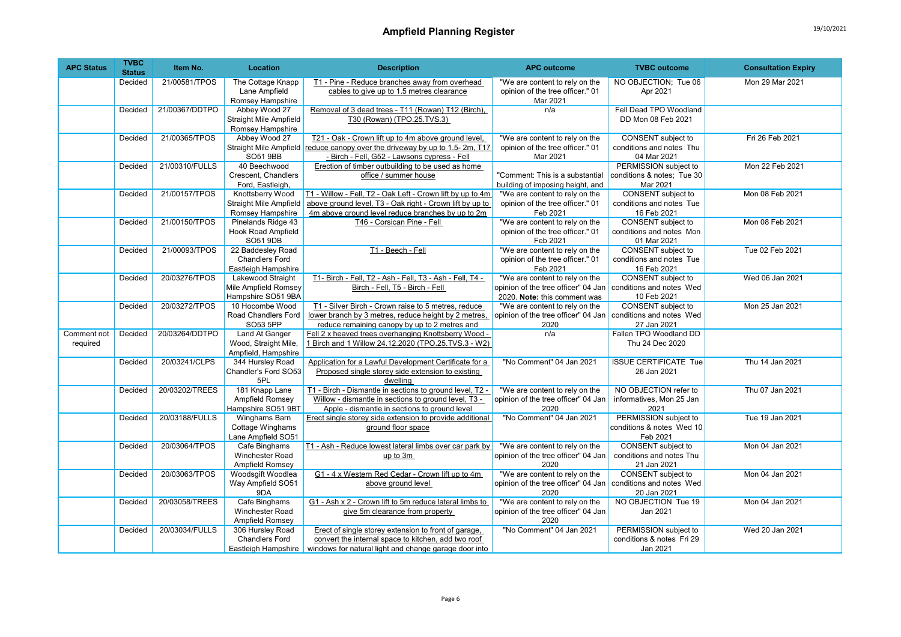# Ampfield Planning Register

| APC Status | TVBC Status | Item No. | Location | Description | APC outcome | TVBC outcome | Consultation Expiry |
|---|---|---|---|---|---|---|---|
| | Decided | 21/00581/TPOS | The Cottage Knapp Lane Ampfield Romsey Hampshire | T1 - Pine - Reduce branches away from overhead cables to give up to 1.5 metres clearance | "We are content to rely on the opinion of the tree officer." 01 Mar 2021 | NO OBJECTION; Tue 06 Apr 2021 | Mon 29 Mar 2021 |
| | Decided | 21/00367/DDTPO | Abbey Wood 27 Straight Mile Ampfield Romsey Hampshire | Removal of 3 dead trees - T11 (Rowan) T12 (Birch), T30 (Rowan) (TPO.25.TVS.3) | n/a | Fell Dead TPO Woodland DD Mon 08 Feb 2021 | |
| | Decided | 21/00365/TPOS | Abbey Wood 27 Straight Mile Ampfield SO51 9BB | T21 - Oak - Crown lift up to 4m above ground level, reduce canopy over the driveway by up to 1.5- 2m, T17 - Birch - Fell, G52 - Lawsons cypress - Fell | "We are content to rely on the opinion of the tree officer." 01 Mar 2021 | CONSENT subject to conditions and notes Thu 04 Mar 2021 | Fri 26 Feb 2021 |
| | Decided | 21/00310/FULLS | 40 Beechwood Crescent, Chandlers Ford, Eastleigh, | Erection of timber outbuilding to be used as home office / summer house | "Comment: This is a substantial building of imposing height, and | PERMISSION subject to conditions & notes; Tue 30 Mar 2021 | Mon 22 Feb 2021 |
| | Decided | 21/00157/TPOS | Knottsberry Wood Straight Mile Ampfield Romsey Hampshire | T1 - Willow - Fell, T2 - Oak Left - Crown lift by up to 4m above ground level, T3 - Oak right - Crown lift by up to 4m above ground level reduce branches by up to 2m | "We are content to rely on the opinion of the tree officer." 01 Feb 2021 | CONSENT subject to conditions and notes Tue 16 Feb 2021 | Mon 08 Feb 2021 |
| | Decided | 21/00150/TPOS | Pinelands Ridge 43 Hook Road Ampfield SO51 9DB | T46 - Corsican Pine - Fell | "We are content to rely on the opinion of the tree officer." 01 Feb 2021 | CONSENT subject to conditions and notes Mon 01 Mar 2021 | Mon 08 Feb 2021 |
| | Decided | 21/00093/TPOS | 22 Baddesley Road Chandlers Ford Eastleigh Hampshire | T1 - Beech - Fell | "We are content to rely on the opinion of the tree officer." 01 Feb 2021 | CONSENT subject to conditions and notes Tue 16 Feb 2021 | Tue 02 Feb 2021 |
| | Decided | 20/03276/TPOS | Lakewood Straight Mile Ampfield Romsey Hampshire SO51 9BA | T1- Birch - Fell, T2 - Ash - Fell, T3 - Ash - Fell, T4 - Birch - Fell, T5 - Birch - Fell | "We are content to rely on the opinion of the tree officer" 04 Jan 2020. **Note:** this comment was | CONSENT subject to conditions and notes Wed 10 Feb 2021 | Wed 06 Jan 2021 |
| | Decided | 20/03272/TPOS | 10 Hocombe Wood Road Chandlers Ford SO53 5PP | T1 - Silver Birch - Crown raise to 5 metres, reduce lower branch by 3 metres, reduce height by 2 metres, reduce remaining canopy by up to 2 metres and | "We are content to rely on the opinion of the tree officer" 04 Jan 2020 | CONSENT subject to conditions and notes Wed 27 Jan 2021 | Mon 25 Jan 2021 |
| Comment not required | Decided | 20/03264/DDTPO | Land At Ganger Wood, Straight Mile, Ampfield, Hampshire | Fell 2 x heaved trees overhanging Knottsberry Wood - 1 Birch and 1 Willow 24.12.2020 (TPO.25.TVS.3 - W2) | n/a | Fallen TPO Woodland DD Thu 24 Dec 2020 | |
| | Decided | 20/03241/CLPS | 344 Hursley Road Chandler's Ford SO53 5PL | Application for a Lawful Development Certificate for a Proposed single storey side extension to existing dwelling | "No Comment" 04 Jan 2021 | ISSUE CERTIFICATE Tue 26 Jan 2021 | Thu 14 Jan 2021 |
| | Decided | 20/03202/TREES | 181 Knapp Lane Ampfield Romsey Hampshire SO51 9BT | T1 - Birch - Dismantle in sections to ground level, T2 - Willow - dismantle in sections to ground level, T3 - Apple - dismantle in sections to ground level | "We are content to rely on the opinion of the tree officer" 04 Jan 2020 | NO OBJECTION refer to informatives, Mon 25 Jan 2021 | Thu 07 Jan 2021 |
| | Decided | 20/03188/FULLS | Winghams Barn Cottage Winghams Lane Ampfield SO51 | Erect single storey side extension to provide additional ground floor space | "No Comment" 04 Jan 2021 | PERMISSION subject to conditions & notes Wed 10 Feb 2021 | Tue 19 Jan 2021 |
| | Decided | 20/03064/TPOS | Cafe Binghams Winchester Road Ampfield Romsey | T1 - Ash - Reduce lowest lateral limbs over car park by up to 3m | "We are content to rely on the opinion of the tree officer" 04 Jan 2020 | CONSENT subject to conditions and notes Thu 21 Jan 2021 | Mon 04 Jan 2021 |
| | Decided | 20/03063/TPOS | Woodsgift Woodlea Way Ampfield SO51 9DA | G1 - 4 x Western Red Cedar - Crown lift up to 4m above ground level | "We are content to rely on the opinion of the tree officer" 04 Jan 2020 | CONSENT subject to conditions and notes Wed 20 Jan 2021 | Mon 04 Jan 2021 |
| | Decided | 20/03058/TREES | Cafe Binghams Winchester Road Ampfield Romsey | G1 - Ash x 2 - Crown lift to 5m reduce lateral limbs to give 5m clearance from property | "We are content to rely on the opinion of the tree officer" 04 Jan 2020 | NO OBJECTION Tue 19 Jan 2021 | Mon 04 Jan 2021 |
| | Decided | 20/03034/FULLS | 306 Hursley Road Chandlers Ford Eastleigh Hampshire | Erect of single storey extension to front of garage, convert the internal space to kitchen, add two roof windows for natural light and change garage door into | "No Comment" 04 Jan 2021 | PERMISSION subject to conditions & notes Fri 29 Jan 2021 | Wed 20 Jan 2021 |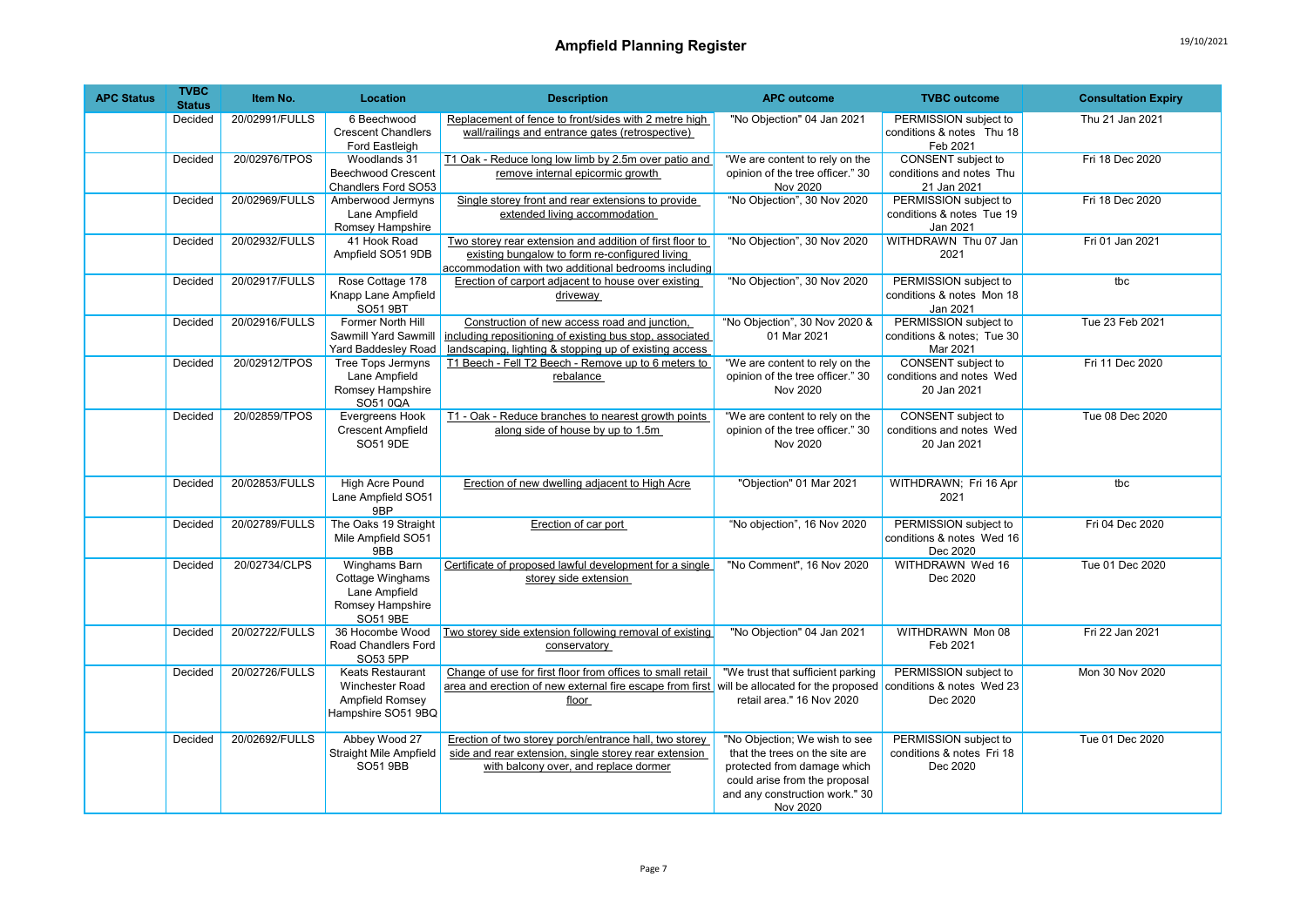# Ampfield Planning Register

| APC Status | TVBC Status | Item No. | Location | Description | APC outcome | TVBC outcome | Consultation Expiry |
|---|---|---|---|---|---|---|---|
| | Decided | 20/02991/FULLS | 6 Beechwood Crescent Chandlers Ford Eastleigh | Replacement of fence to front/sides with 2 metre high wall/railings and entrance gates (retrospective) | "No Objection" 04 Jan 2021 | PERMISSION subject to conditions & notes Thu 18 Feb 2021 | Thu 21 Jan 2021 |
| | Decided | 20/02976/TPOS | Woodlands 31 Beechwood Crescent Chandlers Ford SO53 | T1 Oak - Reduce long low limb by 2.5m over patio and remove internal epicormic growth | "We are content to rely on the opinion of the tree officer." 30 Nov 2020 | CONSENT subject to conditions and notes Thu 21 Jan 2021 | Fri 18 Dec 2020 |
| | Decided | 20/02969/FULLS | Amberwood Jermyns Lane Ampfield Romsey Hampshire | Single storey front and rear extensions to provide extended living accommodation | "No Objection", 30 Nov 2020 | PERMISSION subject to conditions & notes Tue 19 Jan 2021 | Fri 18 Dec 2020 |
| | Decided | 20/02932/FULLS | 41 Hook Road Ampfield SO51 9DB | Two storey rear extension and addition of first floor to existing bungalow to form re-configured living accommodation with two additional bedrooms including | "No Objection", 30 Nov 2020 | WITHDRAWN Thu 07 Jan 2021 | Fri 01 Jan 2021 |
| | Decided | 20/02917/FULLS | Rose Cottage 178 Knapp Lane Ampfield SO51 9BT | Erection of carport adjacent to house over existing driveway | "No Objection", 30 Nov 2020 | PERMISSION subject to conditions & notes Mon 18 Jan 2021 | tbc |
| | Decided | 20/02916/FULLS | Former North Hill Sawmill Yard Sawmill Yard Baddesley Road | Construction of new access road and junction, including repositioning of existing bus stop, associated landscaping, lighting & stopping up of existing access | "No Objection", 30 Nov 2020 & 01 Mar 2021 | PERMISSION subject to conditions & notes; Tue 30 Mar 2021 | Tue 23 Feb 2021 |
| | Decided | 20/02912/TPOS | Tree Tops Jermyns Lane Ampfield Romsey Hampshire SO51 0QA | T1 Beech - Fell T2 Beech - Remove up to 6 meters to rebalance | "We are content to rely on the opinion of the tree officer." 30 Nov 2020 | CONSENT subject to conditions and notes Wed 20 Jan 2021 | Fri 11 Dec 2020 |
| | Decided | 20/02859/TPOS | Evergreens Hook Crescent Ampfield SO51 9DE | T1 - Oak - Reduce branches to nearest growth points along side of house by up to 1.5m | "We are content to rely on the opinion of the tree officer." 30 Nov 2020 | CONSENT subject to conditions and notes Wed 20 Jan 2021 | Tue 08 Dec 2020 |
| | Decided | 20/02853/FULLS | High Acre Pound Lane Ampfield SO51 9BP | Erection of new dwelling adjacent to High Acre | "Objection" 01 Mar 2021 | WITHDRAWN; Fri 16 Apr 2021 | tbc |
| | Decided | 20/02789/FULLS | The Oaks 19 Straight Mile Ampfield SO51 9BB | Erection of car port | "No objection", 16 Nov 2020 | PERMISSION subject to conditions & notes Wed 16 Dec 2020 | Fri 04 Dec 2020 |
| | Decided | 20/02734/CLPS | Winghams Barn Cottage Winghams Lane Ampfield Romsey Hampshire SO51 9BE | Certificate of proposed lawful development for a single storey side extension | "No Comment", 16 Nov 2020 | WITHDRAWN Wed 16 Dec 2020 | Tue 01 Dec 2020 |
| | Decided | 20/02722/FULLS | 36 Hocombe Wood Road Chandlers Ford SO53 5PP | Two storey side extension following removal of existing conservatory | "No Objection" 04 Jan 2021 | WITHDRAWN Mon 08 Feb 2021 | Fri 22 Jan 2021 |
| | Decided | 20/02726/FULLS | Keats Restaurant Winchester Road Ampfield Romsey Hampshire SO51 9BQ | Change of use for first floor from offices to small retail area and erection of new external fire escape from first floor | "We trust that sufficient parking will be allocated for the proposed retail area." 16 Nov 2020 | PERMISSION subject to conditions & notes Wed 23 Dec 2020 | Mon 30 Nov 2020 |
| | Decided | 20/02692/FULLS | Abbey Wood 27 Straight Mile Ampfield SO51 9BB | Erection of two storey porch/entrance hall, two storey side and rear extension, single storey rear extension with balcony over, and replace dormer | "No Objection; We wish to see that the trees on the site are protected from damage which could arise from the proposal and any construction work." 30 Nov 2020 | PERMISSION subject to conditions & notes Fri 18 Dec 2020 | Tue 01 Dec 2020 |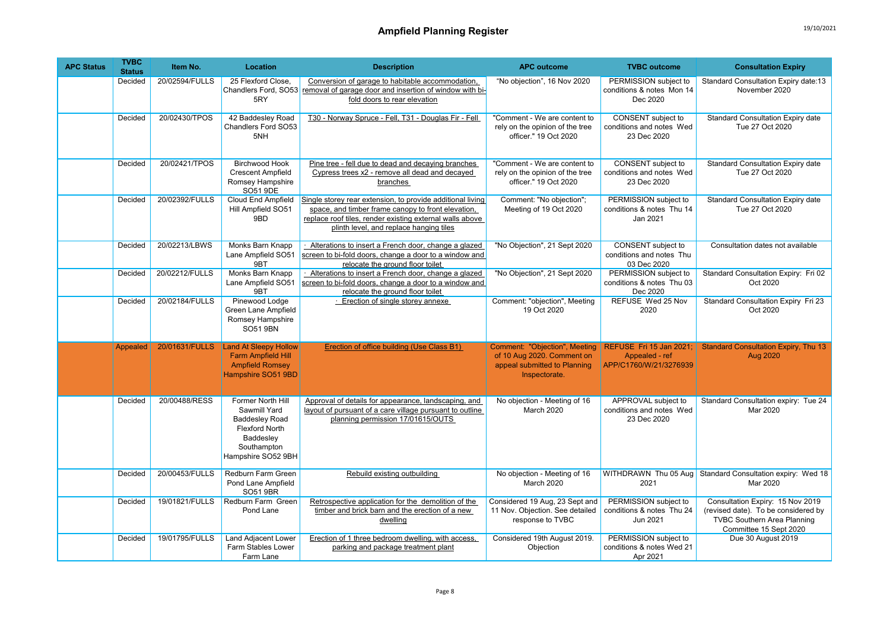# Ampfield Planning Register

19/10/2021

| APC Status | TVBC Status | Item No. | Location | Description | APC outcome | TVBC outcome | Consultation Expiry |
|---|---|---|---|---|---|---|---|
| | Decided | 20/02594/FULLS | 25 Flexford Close, Chandlers Ford, SO53 5RY | Conversion of garage to habitable accommodation, removal of garage door and insertion of window with bi-fold doors to rear elevation | "No objection", 16 Nov 2020 | PERMISSION subject to conditions & notes Mon 14 Dec 2020 | Standard Consultation Expiry date:13 November 2020 |
| | Decided | 20/02430/TPOS | 42 Baddesley Road Chandlers Ford SO53 5NH | T30 - Norway Spruce - Fell, T31 - Douglas Fir - Fell | "Comment - We are content to rely on the opinion of the tree officer." 19 Oct 2020 | CONSENT subject to conditions and notes Wed 23 Dec 2020 | Standard Consultation Expiry date Tue 27 Oct 2020 |
| | Decided | 20/02421/TPOS | Birchwood Hook Crescent Ampfield Romsey Hampshire SO51 9DE | Pine tree - fell due to dead and decaying branches Cypress trees x2 - remove all dead and decayed branches | "Comment - We are content to rely on the opinion of the tree officer." 19 Oct 2020 | CONSENT subject to conditions and notes Wed 23 Dec 2020 | Standard Consultation Expiry date Tue 27 Oct 2020 |
| | Decided | 20/02392/FULLS | Cloud End Ampfield Hill Ampfield SO51 9BD | Single storey rear extension, to provide additional living space, and timber frame canopy to front elevation, replace roof tiles, render existing external walls above plinth level, and replace hanging tiles | Comment: "No objection"; Meeting of 19 Oct 2020 | PERMISSION subject to conditions & notes Thu 14 Jan 2021 | Standard Consultation Expiry date Tue 27 Oct 2020 |
| | Decided | 20/02213/LBWS | Monks Barn Knapp Lane Ampfield SO51 9BT | · Alterations to insert a French door, change a glazed screen to bi-fold doors, change a door to a window and relocate the ground floor toilet | "No Objection", 21 Sept 2020 | CONSENT subject to conditions and notes Thu 03 Dec 2020 | Consultation dates not available |
| | Decided | 20/02212/FULLS | Monks Barn Knapp Lane Ampfield SO51 9BT | · Alterations to insert a French door, change a glazed screen to bi-fold doors, change a door to a window and relocate the ground floor toilet | "No Objection", 21 Sept 2020 | PERMISSION subject to conditions & notes Thu 03 Dec 2020 | Standard Consultation Expiry: Fri 02 Oct 2020 |
| | Decided | 20/02184/FULLS | Pinewood Lodge Green Lane Ampfield Romsey Hampshire SO51 9BN | · Erection of single storey annexe | Comment: "objection", Meeting 19 Oct 2020 | REFUSE Wed 25 Nov 2020 | Standard Consultation Expiry Fri 23 Oct 2020 |
| | Appealed | 20/01631/FULLS | Land At Sleepy Hollow Farm Ampfield Hill Ampfield Romsey Hampshire SO51 9BD | Erection of office building (Use Class B1) | Comment: "Objection", Meeting of 10 Aug 2020. Comment on appeal submitted to Planning Inspectorate. | REFUSE Fri 15 Jan 2021; Appealed - ref APP/C1760/W/21/3276939 | Standard Consultation Expiry, Thu 13 Aug 2020 |
| | Decided | 20/00488/RESS | Former North Hill Sawmill Yard Baddesley Road Flexford North Baddesley Southampton Hampshire SO52 9BH | Approval of details for appearance, landscaping, and layout of pursuant of a care village pursuant to outline planning permission 17/01615/OUTS | No objection - Meeting of 16 March 2020 | APPROVAL subject to conditions and notes Wed 23 Dec 2020 | Standard Consultation expiry: Tue 24 Mar 2020 |
| | Decided | 20/00453/FULLS | Redburn Farm Green Pond Lane Ampfield SO51 9BR | Rebuild existing outbuilding | No objection - Meeting of 16 March 2020 | WITHDRAWN Thu 05 Aug 2021 | Standard Consultation expiry: Wed 18 Mar 2020 |
| | Decided | 19/01821/FULLS | Redburn Farm Green Pond Lane | Retrospective application for the demolition of the timber and brick barn and the erection of a new dwelling | Considered 19 Aug, 23 Sept and 11 Nov. Objection. See detailed response to TVBC | PERMISSION subject to conditions & notes Thu 24 Jun 2021 | Consultation Expiry: 15 Nov 2019 (revised date). To be considered by TVBC Southern Area Planning Committee 15 Sept 2020 |
| | Decided | 19/01795/FULLS | Land Adjacent Lower Farm Stables Lower Farm Lane | Erection of 1 three bedroom dwelling, with access, parking and package treatment plant | Considered 19th August 2019. Objection | PERMISSION subject to conditions & notes Wed 21 Apr 2021 | Due 30 August 2019 |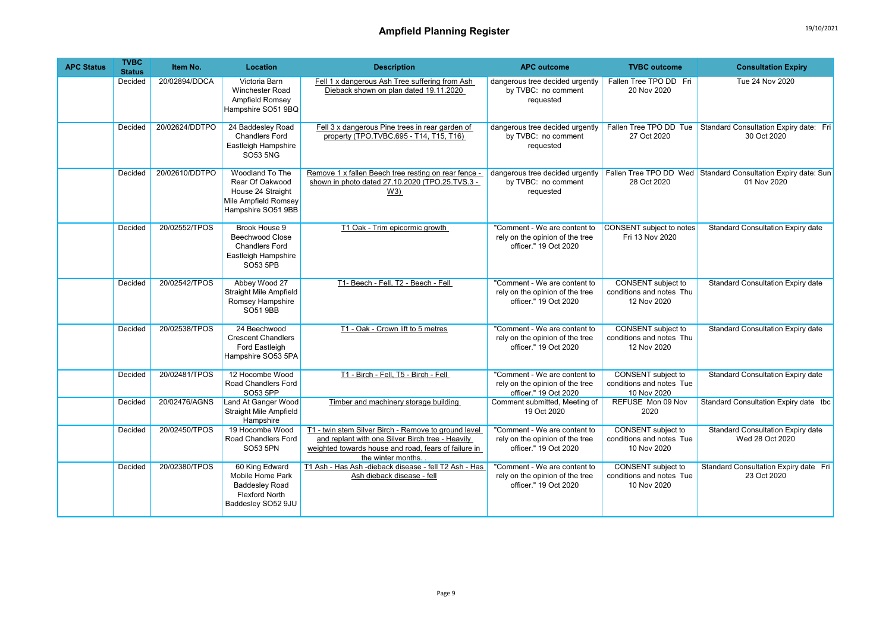# Ampfield Planning Register

| APC Status | TVBC Status | Item No. | Location | Description | APC outcome | TVBC outcome | Consultation Expiry |
|---|---|---|---|---|---|---|---|
| | Decided | 20/02894/DDCA | Victoria Barn Winchester Road Ampfield Romsey Hampshire SO51 9BQ | Fell 1 x dangerous Ash Tree suffering from Ash Dieback shown on plan dated 19.11.2020 | dangerous tree decided urgently by TVBC: no comment requested | Fallen Tree TPO DD Fri 20 Nov 2020 | Tue 24 Nov 2020 |
| | Decided | 20/02624/DDTPO | 24 Baddesley Road Chandlers Ford Eastleigh Hampshire SO53 5NG | Fell 3 x dangerous Pine trees in rear garden of property (TPO.TVBC.695 - T14, T15, T16) | dangerous tree decided urgently by TVBC: no comment requested | Fallen Tree TPO DD Tue 27 Oct 2020 | Standard Consultation Expiry date: Fri 30 Oct 2020 |
| | Decided | 20/02610/DDTPO | Woodland To The Rear Of Oakwood House 24 Straight Mile Ampfield Romsey Hampshire SO51 9BB | Remove 1 x fallen Beech tree resting on rear fence - shown in photo dated 27.10.2020 (TPO.25.TVS.3 - W3) | dangerous tree decided urgently by TVBC: no comment requested | Fallen Tree TPO DD Wed 28 Oct 2020 | Standard Consultation Expiry date: Sun 01 Nov 2020 |
| | Decided | 20/02552/TPOS | Brook House 9 Beechwood Close Chandlers Ford Eastleigh Hampshire SO53 5PB | T1 Oak - Trim epicormic growth | "Comment - We are content to rely on the opinion of the tree officer." 19 Oct 2020 | CONSENT subject to notes Fri 13 Nov 2020 | Standard Consultation Expiry date |
| | Decided | 20/02542/TPOS | Abbey Wood 27 Straight Mile Ampfield Romsey Hampshire SO51 9BB | T1- Beech - Fell, T2 - Beech - Fell | "Comment - We are content to rely on the opinion of the tree officer." 19 Oct 2020 | CONSENT subject to conditions and notes Thu 12 Nov 2020 | Standard Consultation Expiry date |
| | Decided | 20/02538/TPOS | 24 Beechwood Crescent Chandlers Ford Eastleigh Hampshire SO53 5PA | T1 - Oak - Crown lift to 5 metres | "Comment - We are content to rely on the opinion of the tree officer." 19 Oct 2020 | CONSENT subject to conditions and notes Thu 12 Nov 2020 | Standard Consultation Expiry date |
| | Decided | 20/02481/TPOS | 12 Hocombe Wood Road Chandlers Ford SO53 5PP | T1 - Birch - Fell, T5 - Birch - Fell | "Comment - We are content to rely on the opinion of the tree officer." 19 Oct 2020 | CONSENT subject to conditions and notes Tue 10 Nov 2020 | Standard Consultation Expiry date |
| | Decided | 20/02476/AGNS | Land At Ganger Wood Straight Mile Ampfield Hampshire | Timber and machinery storage building | Comment submitted, Meeting of 19 Oct 2020 | REFUSE Mon 09 Nov 2020 | Standard Consultation Expiry date tbc |
| | Decided | 20/02450/TPOS | 19 Hocombe Wood Road Chandlers Ford SO53 5PN | T1 - twin stem Silver Birch - Remove to ground level and replant with one Silver Birch tree - Heavily weighted towards house and road, fears of failure in the winter months. . | "Comment - We are content to rely on the opinion of the tree officer." 19 Oct 2020 | CONSENT subject to conditions and notes Tue 10 Nov 2020 | Standard Consultation Expiry date Wed 28 Oct 2020 |
| | Decided | 20/02380/TPOS | 60 King Edward Mobile Home Park Baddesley Road Flexford North Baddesley SO52 9JU | T1 Ash - Has Ash -dieback disease - fell T2 Ash - Has Ash dieback disease - fell | "Comment - We are content to rely on the opinion of the tree officer." 19 Oct 2020 | CONSENT subject to conditions and notes Tue 10 Nov 2020 | Standard Consultation Expiry date Fri 23 Oct 2020 |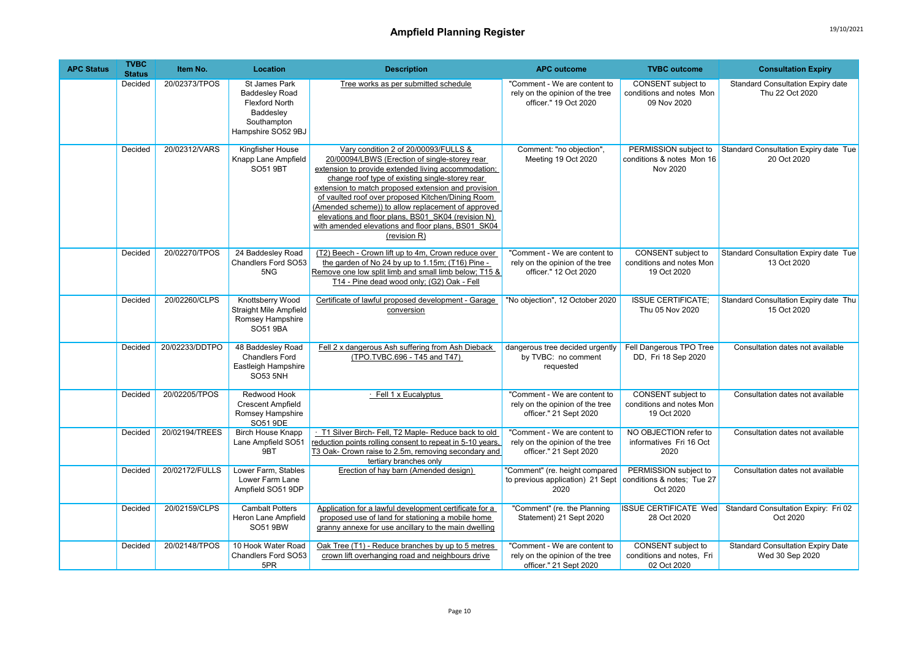# Ampfield Planning Register

| APC Status | TVBC Status | Item No. | Location | Description | APC outcome | TVBC outcome | Consultation Expiry |
|---|---|---|---|---|---|---|---|
| | Decided | 20/02373/TPOS | St James Park Baddesley Road Flexford North Baddesley Southampton Hampshire SO52 9BJ | Tree works as per submitted schedule | "Comment - We are content to rely on the opinion of the tree officer." 19 Oct 2020 | CONSENT subject to conditions and notes Mon 09 Nov 2020 | Standard Consultation Expiry date Thu 22 Oct 2020 |
| | Decided | 20/02312/VARS | Kingfisher House Knapp Lane Ampfield SO51 9BT | Vary condition 2 of 20/00093/FULLS & 20/00094/LBWS (Erection of single-storey rear extension to provide extended living accommodation; change roof type of existing single-storey rear extension to match proposed extension and provision of vaulted roof over proposed Kitchen/Dining Room (Amended scheme)) to allow replacement of approved elevations and floor plans, BS01_SK04 (revision N) with amended elevations and floor plans, BS01_SK04 (revision R) | Comment: "no objection", Meeting 19 Oct 2020 | PERMISSION subject to conditions & notes Mon 16 Nov 2020 | Standard Consultation Expiry date Tue 20 Oct 2020 |
| | Decided | 20/02270/TPOS | 24 Baddesley Road Chandlers Ford SO53 5NG | (T2) Beech - Crown lift up to 4m, Crown reduce over the garden of No 24 by up to 1.15m; (T16) Pine - Remove one low split limb and small limb below; T15 & T14 - Pine dead wood only; (G2) Oak - Fell | "Comment - We are content to rely on the opinion of the tree officer." 12 Oct 2020 | CONSENT subject to conditions and notes Mon 19 Oct 2020 | Standard Consultation Expiry date Tue 13 Oct 2020 |
| | Decided | 20/02260/CLPS | Knottsberry Wood Straight Mile Ampfield Romsey Hampshire SO51 9BA | Certificate of lawful proposed development - Garage conversion | "No objection", 12 October 2020 | ISSUE CERTIFICATE; Thu 05 Nov 2020 | Standard Consultation Expiry date Thu 15 Oct 2020 |
| | Decided | 20/02233/DDTPO | 48 Baddesley Road Chandlers Ford Eastleigh Hampshire SO53 5NH | Fell 2 x dangerous Ash suffering from Ash Dieback (TPO.TVBC.696 - T45 and T47) | dangerous tree decided urgently by TVBC: no comment requested | Fell Dangerous TPO Tree DD, Fri 18 Sep 2020 | Consultation dates not available |
| | Decided | 20/02205/TPOS | Redwood Hook Crescent Ampfield Romsey Hampshire SO51 9DE | · Fell 1 x Eucalyptus | "Comment - We are content to rely on the opinion of the tree officer." 21 Sept 2020 | CONSENT subject to conditions and notes Mon 19 Oct 2020 | Consultation dates not available |
| | Decided | 20/02194/TREES | Birch House Knapp Lane Ampfield SO51 9BT | · T1 Silver Birch- Fell, T2 Maple- Reduce back to old reduction points rolling consent to repeat in 5-10 years, T3 Oak- Crown raise to 2.5m, removing secondary and tertiary branches only | "Comment - We are content to rely on the opinion of the tree officer." 21 Sept 2020 | NO OBJECTION refer to informatives Fri 16 Oct 2020 | Consultation dates not available |
| | Decided | 20/02172/FULLS | Lower Farm, Stables Lower Farm Lane Ampfield SO51 9DP | Erection of hay barn (Amended design) | "Comment" (re. height compared to previous application) 21 Sept 2020 | PERMISSION subject to conditions & notes; Tue 27 Oct 2020 | Consultation dates not available |
| | Decided | 20/02159/CLPS | Cambalt Potters Heron Lane Ampfield SO51 9BW | Application for a lawful development certificate for a proposed use of land for stationing a mobile home granny annexe for use ancillary to the main dwelling | "Comment" (re. the Planning Statement) 21 Sept 2020 | ISSUE CERTIFICATE Wed 28 Oct 2020 | Standard Consultation Expiry: Fri 02 Oct 2020 |
| | Decided | 20/02148/TPOS | 10 Hook Water Road Chandlers Ford SO53 5PR | Oak Tree (T1) - Reduce branches by up to 5 metres crown lift overhanging road and neighbours drive | "Comment - We are content to rely on the opinion of the tree officer." 21 Sept 2020 | CONSENT subject to conditions and notes, Fri 02 Oct 2020 | Standard Consultation Expiry Date Wed 30 Sep 2020 |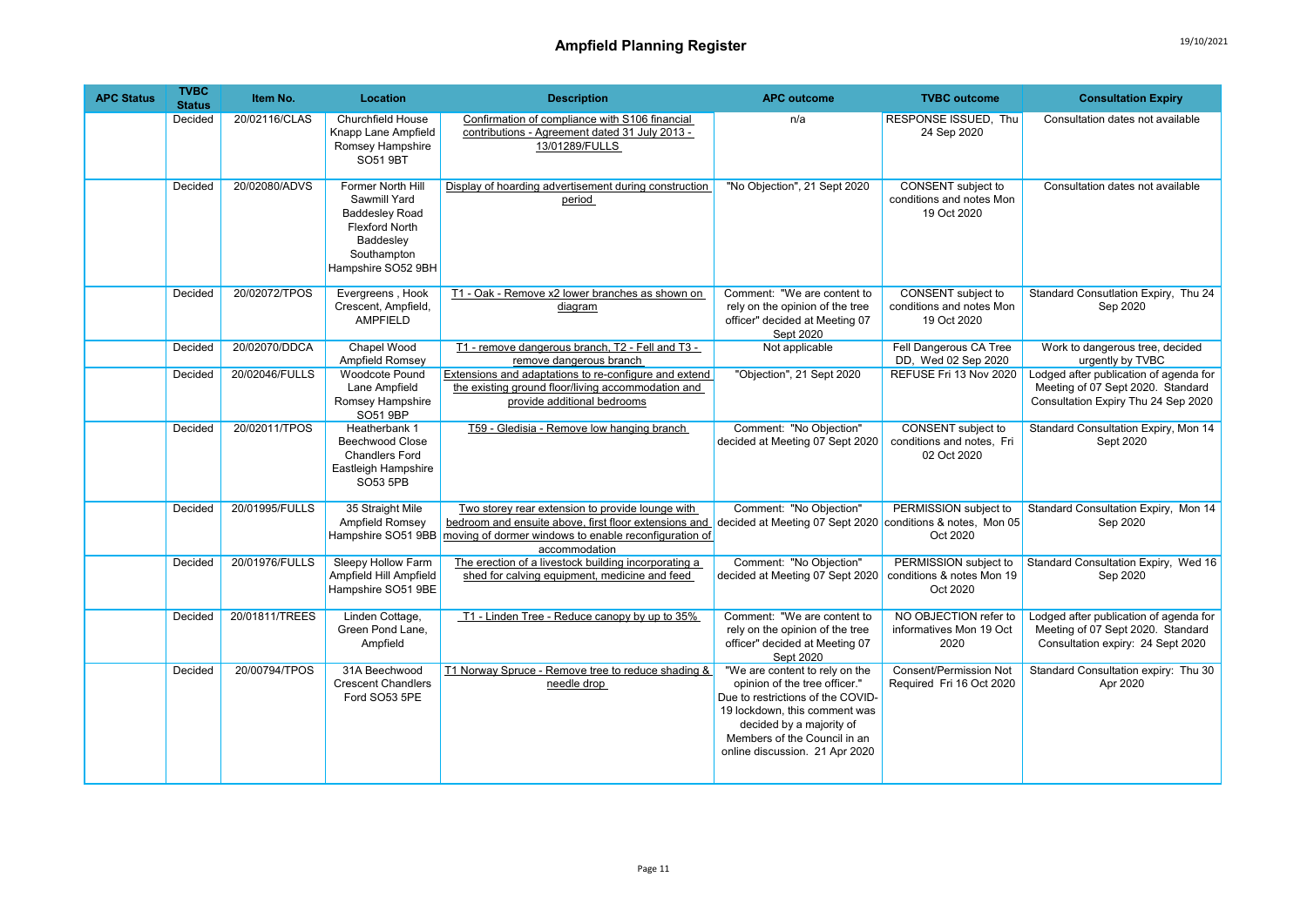# Ampfield Planning Register

| APC Status | TVBC Status | Item No. | Location | Description | APC outcome | TVBC outcome | Consultation Expiry |
|---|---|---|---|---|---|---|---|
| | Decided | 20/02116/CLAS | Churchfield House Knapp Lane Ampfield Romsey Hampshire SO51 9BT | Confirmation of compliance with S106 financial contributions - Agreement dated 31 July 2013 - 13/01289/FULLS | n/a | RESPONSE ISSUED, Thu 24 Sep 2020 | Consultation dates not available |
| | Decided | 20/02080/ADVS | Former North Hill Sawmill Yard Baddesley Road Flexford North Baddesley Southampton Hampshire SO52 9BH | Display of hoarding advertisement during construction period | "No Objection", 21 Sept 2020 | CONSENT subject to conditions and notes Mon 19 Oct 2020 | Consultation dates not available |
| | Decided | 20/02072/TPOS | Evergreens , Hook Crescent, Ampfield, AMPFIELD | T1 - Oak - Remove x2 lower branches as shown on diagram | Comment: "We are content to rely on the opinion of the tree officer" decided at Meeting 07 Sept 2020 | CONSENT subject to conditions and notes Mon 19 Oct 2020 | Standard Consultation Expiry, Thu 24 Sep 2020 |
| | Decided | 20/02070/DDCA | Chapel Wood Ampfield Romsey | T1 - remove dangerous branch, T2 - Fell and T3 - remove dangerous branch | Not applicable | Fell Dangerous CA Tree DD, Wed 02 Sep 2020 | Work to dangerous tree, decided urgently by TVBC |
| | Decided | 20/02046/FULLS | Woodcote Pound Lane Ampfield Romsey Hampshire SO51 9BP | Extensions and adaptations to re-configure and extend the existing ground floor/living accommodation and provide additional bedrooms | "Objection", 21 Sept 2020 | REFUSE Fri 13 Nov 2020 | Lodged after publication of agenda for Meeting of 07 Sept 2020. Standard Consultation Expiry Thu 24 Sep 2020 |
| | Decided | 20/02011/TPOS | Heatherbank 1 Beechwood Close Chandlers Ford Eastleigh Hampshire SO53 5PB | T59 - Gledisia - Remove low hanging branch | Comment: "No Objection" decided at Meeting 07 Sept 2020 | CONSENT subject to conditions and notes, Fri 02 Oct 2020 | Standard Consultation Expiry, Mon 14 Sept 2020 |
| | Decided | 20/01995/FULLS | 35 Straight Mile Ampfield Romsey Hampshire SO51 9BB | Two storey rear extension to provide lounge with bedroom and ensuite above, first floor extensions and moving of dormer windows to enable reconfiguration of accommodation | Comment: "No Objection" decided at Meeting 07 Sept 2020 | PERMISSION subject to conditions & notes, Mon 05 Oct 2020 | Standard Consultation Expiry, Mon 14 Sep 2020 |
| | Decided | 20/01976/FULLS | Sleepy Hollow Farm Ampfield Hill Ampfield Hampshire SO51 9BE | The erection of a livestock building incorporating a shed for calving equipment, medicine and feed | Comment: "No Objection" decided at Meeting 07 Sept 2020 | PERMISSION subject to conditions & notes Mon 19 Oct 2020 | Standard Consultation Expiry, Wed 16 Sep 2020 |
| | Decided | 20/01811/TREES | Linden Cottage, Green Pond Lane, Ampfield | T1 - Linden Tree - Reduce canopy by up to 35% | Comment: "We are content to rely on the opinion of the tree officer" decided at Meeting 07 Sept 2020 | NO OBJECTION refer to informatives Mon 19 Oct 2020 | Lodged after publication of agenda for Meeting of 07 Sept 2020. Standard Consultation expiry: 24 Sept 2020 |
| | Decided | 20/00794/TPOS | 31A Beechwood Crescent Chandlers Ford SO53 5PE | T1 Norway Spruce - Remove tree to reduce shading & needle drop | "We are content to rely on the opinion of the tree officer." Due to restrictions of the COVID-19 lockdown, this comment was decided by a majority of Members of the Council in an online discussion. 21 Apr 2020 | Consent/Permission Not Required Fri 16 Oct 2020 | Standard Consultation expiry: Thu 30 Apr 2020 |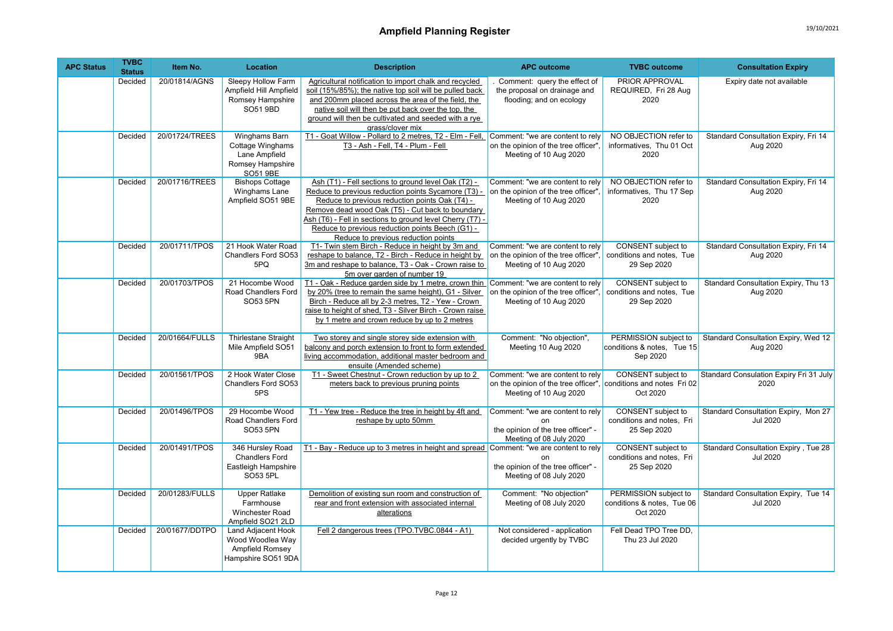# Ampfield Planning Register

| APC Status | TVBC Status | Item No. | Location | Description | APC outcome | TVBC outcome | Consultation Expiry |
|---|---|---|---|---|---|---|---|
| | Decided | 20/01814/AGNS | Sleepy Hollow Farm Ampfield Hill Ampfield Romsey Hampshire SO51 9BD | Agricultural notification to import chalk and recycled soil (15%/85%); the native top soil will be pulled back and 200mm placed across the area of the field, the native soil will then be put back over the top, the ground will then be cultivated and seeded with a rye grass/clover mix | . Comment: query the effect of the proposal on drainage and flooding; and on ecology | PRIOR APPROVAL REQUIRED, Fri 28 Aug 2020 | Expiry date not available |
| | Decided | 20/01724/TREES | Winghams Barn Cottage Winghams Lane Ampfield Romsey Hampshire SO51 9BE | T1 - Goat Willow - Pollard to 2 metres, T2 - Elm - Fell, T3 - Ash - Fell, T4 - Plum - Fell | Comment: "we are content to rely on the opinion of the tree officer", Meeting of 10 Aug 2020 | NO OBJECTION refer to informatives, Thu 01 Oct 2020 | Standard Consultation Expiry, Fri 14 Aug 2020 |
| | Decided | 20/01716/TREES | Bishops Cottage Winghams Lane Ampfield SO51 9BE | Ash (T1) - Fell sections to ground level Oak (T2) - Reduce to previous reduction points Sycamore (T3) - Reduce to previous reduction points Oak (T4) - Remove dead wood Oak (T5) - Cut back to boundary Ash (T6) - Fell in sections to ground level Cherry (T7) - Reduce to previous reduction points Beech (G1) - Reduce to previous reduction points | Comment: "we are content to rely on the opinion of the tree officer", Meeting of 10 Aug 2020 | NO OBJECTION refer to informatives, Thu 17 Sep 2020 | Standard Consultation Expiry, Fri 14 Aug 2020 |
| | Decided | 20/01711/TPOS | 21 Hook Water Road Chandlers Ford SO53 5PQ | T1- Twin stem Birch - Reduce in height by 3m and reshape to balance, T2 - Birch - Reduce in height by 3m and reshape to balance, T3 - Oak - Crown raise to 5m over garden of number 19 | Comment: "we are content to rely on the opinion of the tree officer", Meeting of 10 Aug 2020 | CONSENT subject to conditions and notes, Tue 29 Sep 2020 | Standard Consultation Expiry, Fri 14 Aug 2020 |
| | Decided | 20/01703/TPOS | 21 Hocombe Wood Road Chandlers Ford SO53 5PN | T1 - Oak - Reduce garden side by 1 metre, crown thin by 20% (tree to remain the same height), G1 - Silver Birch - Reduce all by 2-3 metres, T2 - Yew - Crown raise to height of shed, T3 - Silver Birch - Crown raise by 1 metre and crown reduce by up to 2 metres | Comment: "we are content to rely on the opinion of the tree officer", Meeting of 10 Aug 2020 | CONSENT subject to conditions and notes, Tue 29 Sep 2020 | Standard Consultation Expiry, Thu 13 Aug 2020 |
| | Decided | 20/01664/FULLS | Thirlestane Straight Mile Ampfield SO51 9BA | Two storey and single storey side extension with balcony and porch extension to front to form extended living accommodation, additional master bedroom and ensuite (Amended scheme) | Comment: "No objection", Meeting 10 Aug 2020 | PERMISSION subject to conditions & notes, Tue 15 Sep 2020 | Standard Consultation Expiry, Wed 12 Aug 2020 |
| | Decided | 20/01561/TPOS | 2 Hook Water Close Chandlers Ford SO53 5PS | T1 - Sweet Chestnut - Crown reduction by up to 2 meters back to previous pruning points | Comment: "we are content to rely on the opinion of the tree officer", Meeting of 10 Aug 2020 | CONSENT subject to conditions and notes Fri 02 Oct 2020 | Standard Consulation Expiry Fri 31 July 2020 |
| | Decided | 20/01496/TPOS | 29 Hocombe Wood Road Chandlers Ford SO53 5PN | T1 - Yew tree - Reduce the tree in height by 4ft and reshape by upto 50mm | Comment: "we are content to rely on the opinion of the tree officer" - Meeting of 08 July 2020 | CONSENT subject to conditions and notes, Fri 25 Sep 2020 | Standard Consultation Expiry, Mon 27 Jul 2020 |
| | Decided | 20/01491/TPOS | 346 Hursley Road Chandlers Ford Eastleigh Hampshire SO53 5PL | T1 - Bay - Reduce up to 3 metres in height and spread | Comment: "we are content to rely on the opinion of the tree officer" - Meeting of 08 July 2020 | CONSENT subject to conditions and notes, Fri 25 Sep 2020 | Standard Consultation Expiry , Tue 28 Jul 2020 |
| | Decided | 20/01283/FULLS | Upper Ratlake Farmhouse Winchester Road Ampfield SO21 2LD | Demolition of existing sun room and construction of rear and front extension with associated internal alterations | Comment: "No objection" Meeting of 08 July 2020 | PERMISSION subject to conditions & notes, Tue 06 Oct 2020 | Standard Consultation Expiry, Tue 14 Jul 2020 |
| | Decided | 20/01677/DDTPO | Land Adjacent Hook Wood Woodlea Way Ampfield Romsey Hampshire SO51 9DA | Fell 2 dangerous trees (TPO.TVBC.0844 - A1) | Not considered - application decided urgently by TVBC | Fell Dead TPO Tree DD, Thu 23 Jul 2020 | |